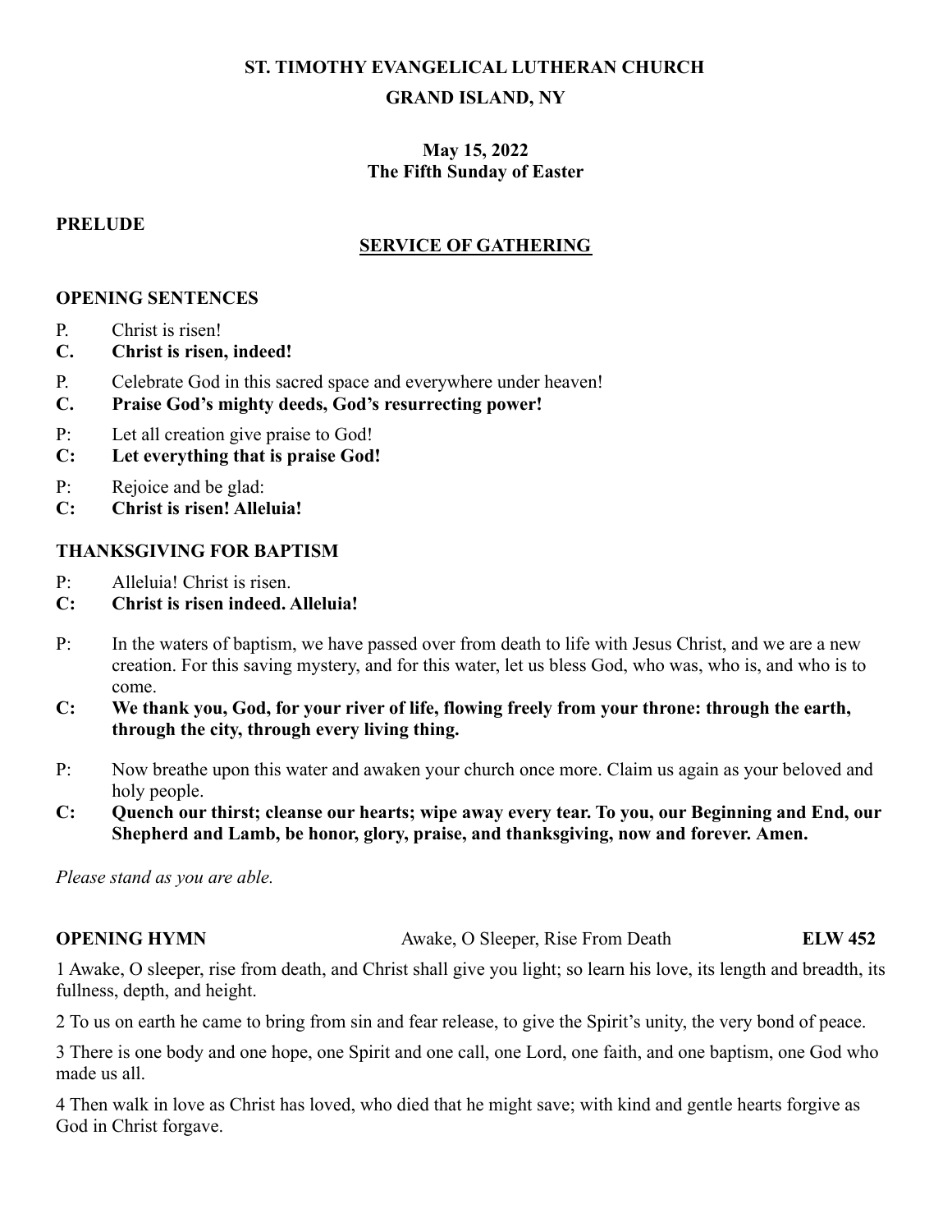# ST. TIMOTHY EVANGELICAL LUTHERAN CHURCH

# GRAND ISLAND, NY

**May 15, 2022**
**The Fifth Sunday of Easter**

**PRELUDE**

## SERVICE OF GATHERING

**OPENING SENTENCES**

P. Christ is risen!

**C. Christ is risen, indeed!**

P. Celebrate God in this sacred space and everywhere under heaven!

**C. Praise God's mighty deeds, God's resurrecting power!**

P: Let all creation give praise to God!

**C: Let everything that is praise God!**

P: Rejoice and be glad:

**C: Christ is risen! Alleluia!**

**THANKSGIVING FOR BAPTISM**

P: Alleluia! Christ is risen.

**C: Christ is risen indeed. Alleluia!**

P: In the waters of baptism, we have passed over from death to life with Jesus Christ, and we are a new creation. For this saving mystery, and for this water, let us bless God, who was, who is, and who is to come.

**C: We thank you, God, for your river of life, flowing freely from your throne: through the earth, through the city, through every living thing.**

P: Now breathe upon this water and awaken your church once more. Claim us again as your beloved and holy people.

**C: Quench our thirst; cleanse our hearts; wipe away every tear. To you, our Beginning and End, our Shepherd and Lamb, be honor, glory, praise, and thanksgiving, now and forever. Amen.**

*Please stand as you are able.*

**OPENING HYMN** Awake, O Sleeper, Rise From Death **ELW 452**

1 Awake, O sleeper, rise from death, and Christ shall give you light; so learn his love, its length and breadth, its fullness, depth, and height.

2 To us on earth he came to bring from sin and fear release, to give the Spirit's unity, the very bond of peace.

3 There is one body and one hope, one Spirit and one call, one Lord, one faith, and one baptism, one God who made us all.

4 Then walk in love as Christ has loved, who died that he might save; with kind and gentle hearts forgive as God in Christ forgave.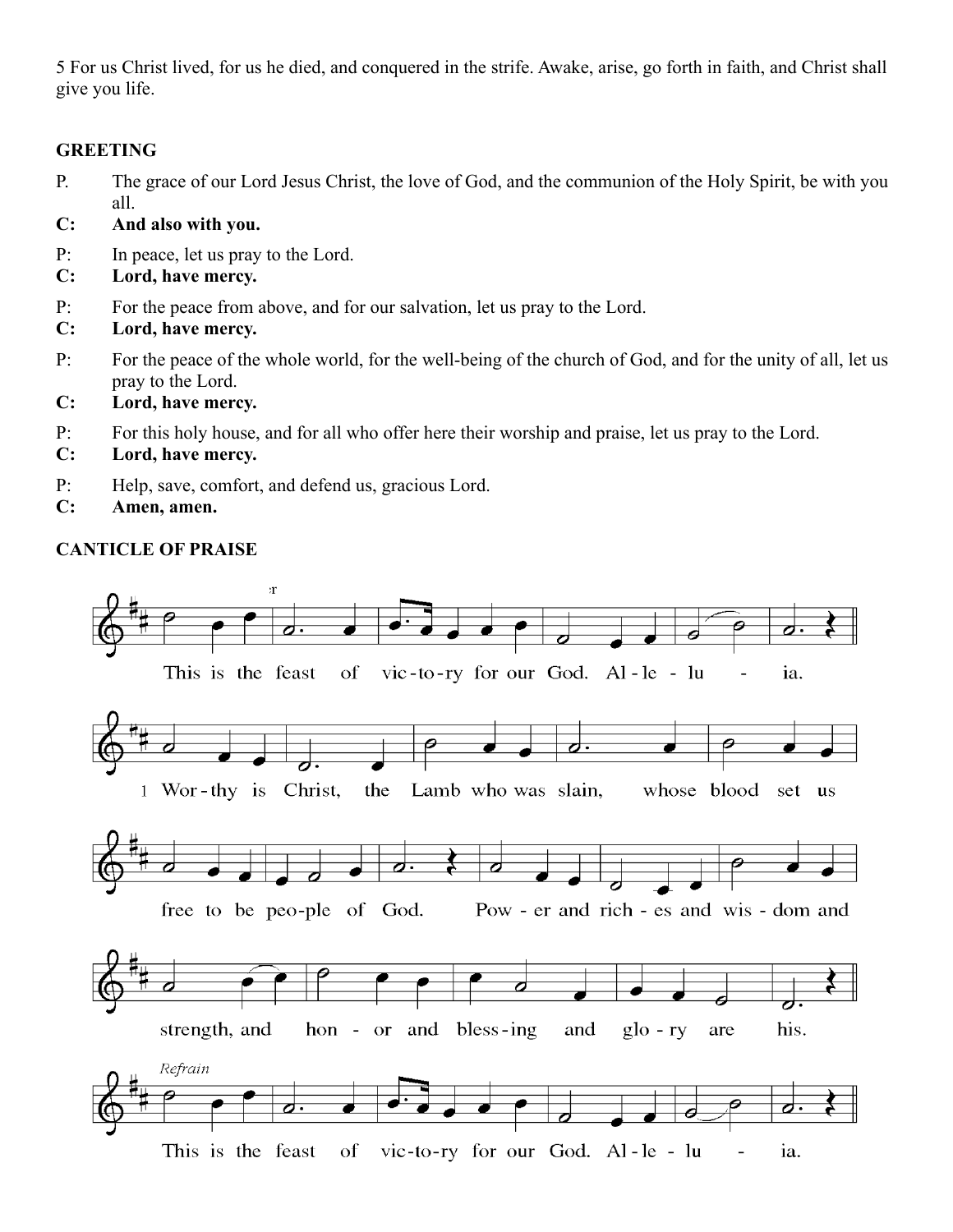5 For us Christ lived, for us he died, and conquered in the strife. Awake, arise, go forth in faith, and Christ shall give you life.

**GREETING**

P. The grace of our Lord Jesus Christ, the love of God, and the communion of the Holy Spirit, be with you all.

**C: And also with you.**

P: In peace, let us pray to the Lord.

**C: Lord, have mercy.**

P: For the peace from above, and for our salvation, let us pray to the Lord.

**C: Lord, have mercy.**

P: For the peace of the whole world, for the well-being of the church of God, and for the unity of all, let us pray to the Lord.

**C: Lord, have mercy.**

P: For this holy house, and for all who offer here their worship and praise, let us pray to the Lord.

**C: Lord, have mercy.**

P: Help, save, comfort, and defend us, gracious Lord.

**C: Amen, amen.**

**CANTICLE OF PRAISE**

This is the feast of vic-to-ry for our God. Al-le-lu - ia.

1 Wor-thy is Christ, the Lamb who was slain, whose blood set us free to be peo-ple of God. Pow - er and rich - es and wis - dom and strength, and hon - or and bless-ing and glo - ry are his.

*Refrain*

This is the feast of vic-to-ry for our God. Al-le-lu - ia.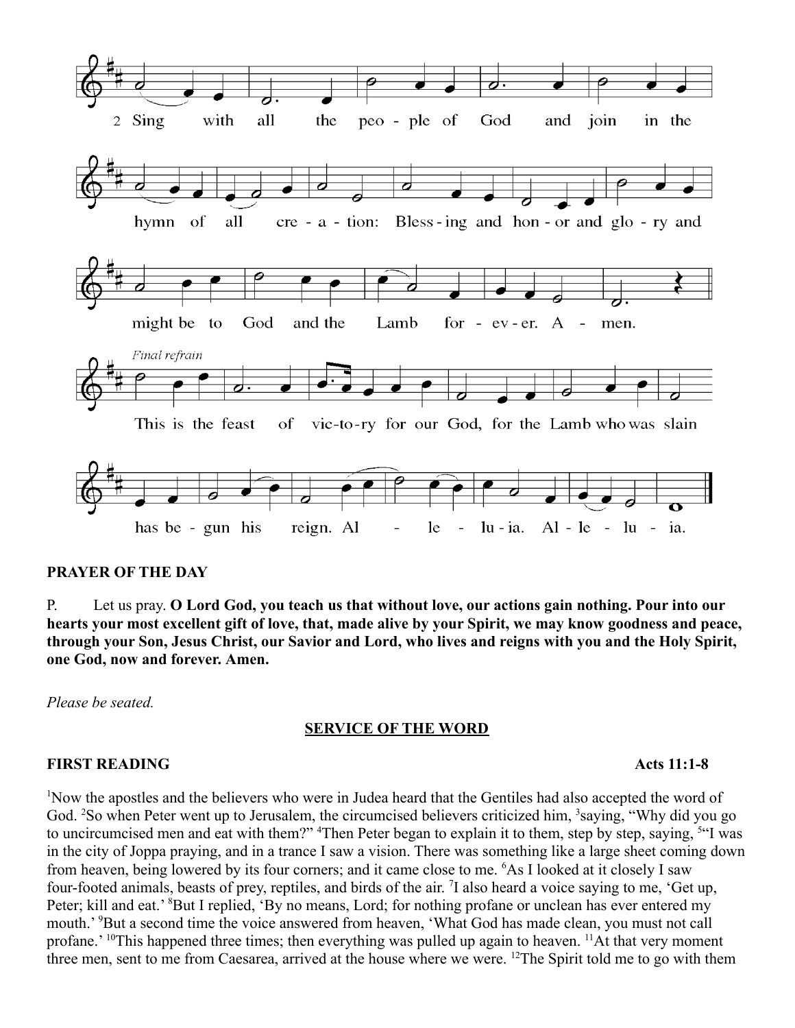2 Sing with all the peo - ple of God and join in the hymn of all cre - a - tion: Bless - ing and hon - or and glo - ry and might be to God and the Lamb for - ev - er. A - men.

*Final refrain*

This is the feast of vic-to-ry for our God, for the Lamb who was slain has be - gun his reign. Al - le - lu - ia. Al - le - lu - ia.

**PRAYER OF THE DAY**

P. Let us pray. **O Lord God, you teach us that without love, our actions gain nothing. Pour into our hearts your most excellent gift of love, that, made alive by your Spirit, we may know goodness and peace, through your Son, Jesus Christ, our Savior and Lord, who lives and reigns with you and the Holy Spirit, one God, now and forever. Amen.**

*Please be seated.*

## SERVICE OF THE WORD

**FIRST READING** **Acts 11:1-8**

[1]Now the apostles and the believers who were in Judea heard that the Gentiles had also accepted the word of God. [2]So when Peter went up to Jerusalem, the circumcised believers criticized him, [3]saying, "Why did you go to uncircumcised men and eat with them?" [4]Then Peter began to explain it to them, step by step, saying, [5]"I was in the city of Joppa praying, and in a trance I saw a vision. There was something like a large sheet coming down from heaven, being lowered by its four corners; and it came close to me. [6]As I looked at it closely I saw four-footed animals, beasts of prey, reptiles, and birds of the air. [7]I also heard a voice saying to me, 'Get up, Peter; kill and eat.' [8]But I replied, 'By no means, Lord; for nothing profane or unclean has ever entered my mouth.' [9]But a second time the voice answered from heaven, 'What God has made clean, you must not call profane.' [10]This happened three times; then everything was pulled up again to heaven. [11]At that very moment three men, sent to me from Caesarea, arrived at the house where we were. [12]The Spirit told me to go with them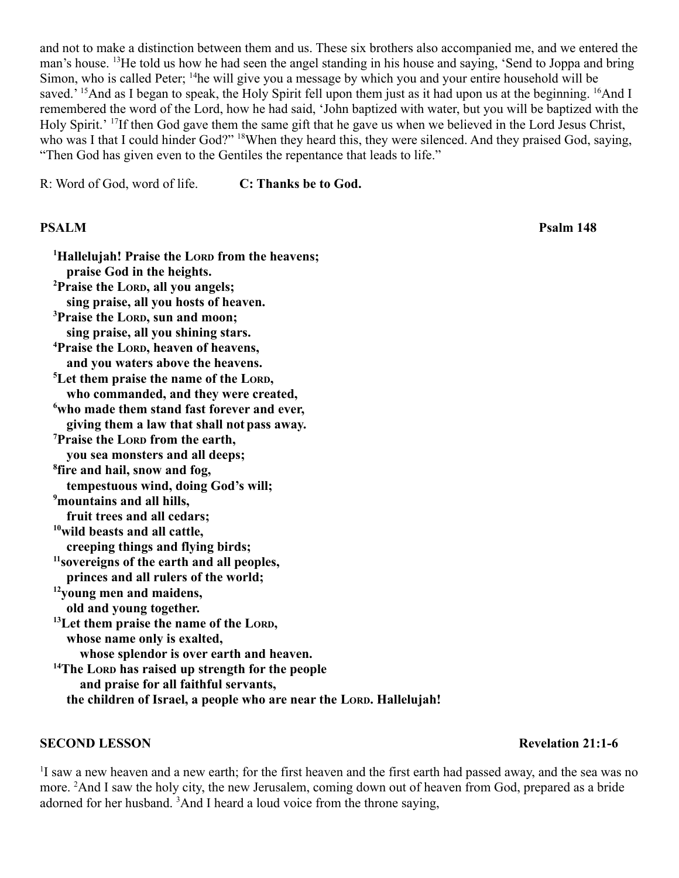and not to make a distinction between them and us. These six brothers also accompanied me, and we entered the man's house. [13]He told us how he had seen the angel standing in his house and saying, 'Send to Joppa and bring Simon, who is called Peter; [14]he will give you a message by which you and your entire household will be saved.' [15]And as I began to speak, the Holy Spirit fell upon them just as it had upon us at the beginning. [16]And I remembered the word of the Lord, how he had said, 'John baptized with water, but you will be baptized with the Holy Spirit.' [17]If then God gave them the same gift that he gave us when we believed in the Lord Jesus Christ, who was I that I could hinder God?" [18]When they heard this, they were silenced. And they praised God, saying, "Then God has given even to the Gentiles the repentance that leads to life."

R: Word of God, word of life. **C: Thanks be to God.**

**PSALM** **Psalm 148**

**[1]Hallelujah! Praise the LORD from the heavens;**
**praise God in the heights.**
**[2]Praise the LORD, all you angels;**
**sing praise, all you hosts of heaven.**
**[3]Praise the LORD, sun and moon;**
**sing praise, all you shining stars.**
**[4]Praise the LORD, heaven of heavens,**
**and you waters above the heavens.**
**[5]Let them praise the name of the LORD,**
**who commanded, and they were created,**
**[6]who made them stand fast forever and ever,**
**giving them a law that shall not pass away.**
**[7]Praise the LORD from the earth,**
**you sea monsters and all deeps;**
**[8]fire and hail, snow and fog,**
**tempestuous wind, doing God's will;**
**[9]mountains and all hills,**
**fruit trees and all cedars;**
**[10]wild beasts and all cattle,**
**creeping things and flying birds;**
**[11]sovereigns of the earth and all peoples,**
**princes and all rulers of the world;**
**[12]young men and maidens,**
**old and young together.**
**[13]Let them praise the name of the LORD,**
**whose name only is exalted,**
**whose splendor is over earth and heaven.**
**[14]The LORD has raised up strength for the people**
**and praise for all faithful servants,**
**the children of Israel, a people who are near the LORD. Hallelujah!**

**SECOND LESSON** **Revelation 21:1-6**

[1]I saw a new heaven and a new earth; for the first heaven and the first earth had passed away, and the sea was no more. [2]And I saw the holy city, the new Jerusalem, coming down out of heaven from God, prepared as a bride adorned for her husband. [3]And I heard a loud voice from the throne saying,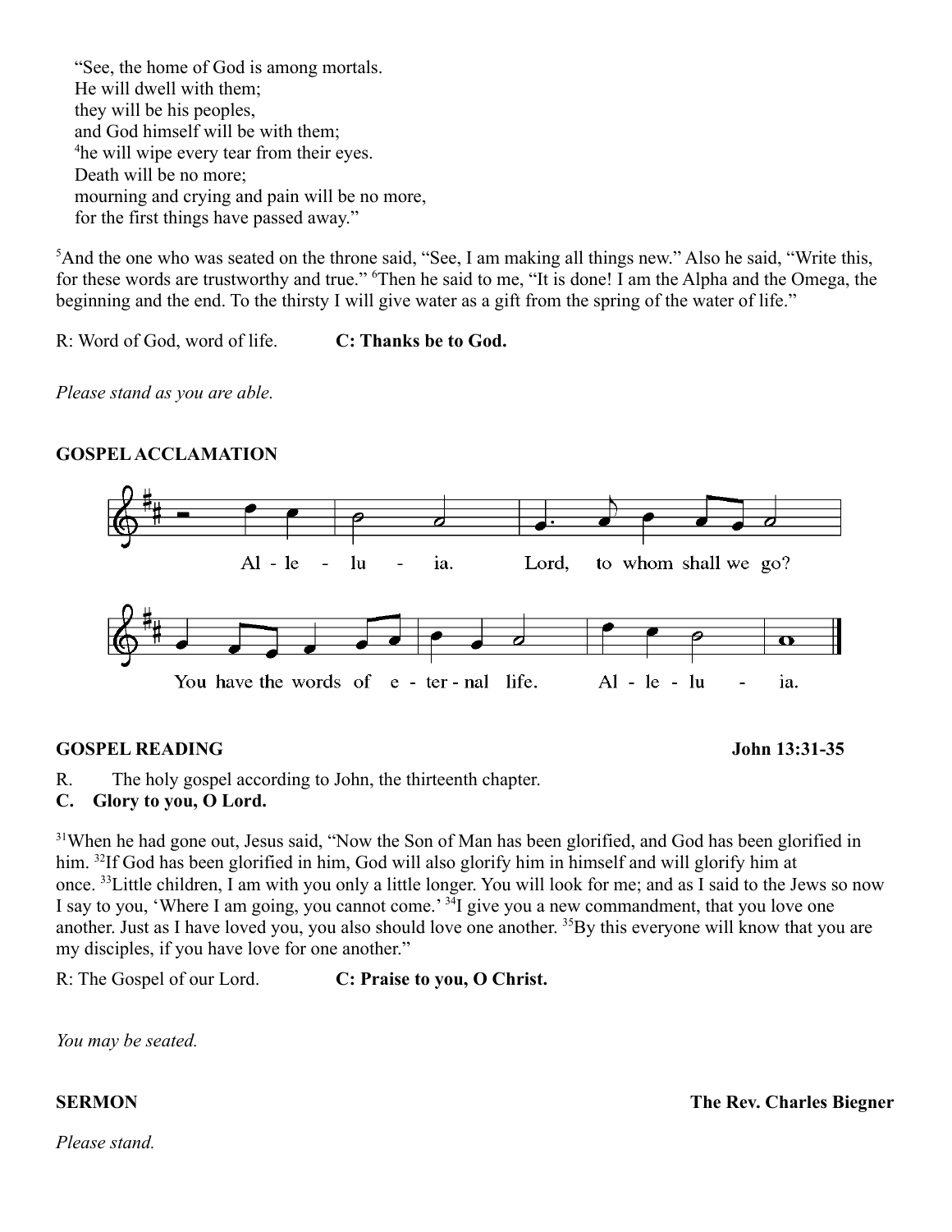"See, the home of God is among mortals.
He will dwell with them;
they will be his peoples,
and God himself will be with them;
[4]he will wipe every tear from their eyes.
Death will be no more;
mourning and crying and pain will be no more,
for the first things have passed away."

[5]And the one who was seated on the throne said, "See, I am making all things new." Also he said, "Write this, for these words are trustworthy and true." [6]Then he said to me, "It is done! I am the Alpha and the Omega, the beginning and the end. To the thirsty I will give water as a gift from the spring of the water of life."

R: Word of God, word of life. **C: Thanks be to God.**

*Please stand as you are able.*

**GOSPEL ACCLAMATION**

Al - le - lu - ia. Lord, to whom shall we go?
You have the words of e - ter - nal life. Al - le - lu - ia.

**GOSPEL READING** **John 13:31-35**

R. The holy gospel according to John, the thirteenth chapter.
**C. Glory to you, O Lord.**

[31]When he had gone out, Jesus said, "Now the Son of Man has been glorified, and God has been glorified in him. [32]If God has been glorified in him, God will also glorify him in himself and will glorify him at once. [33]Little children, I am with you only a little longer. You will look for me; and as I said to the Jews so now I say to you, 'Where I am going, you cannot come.' [34]I give you a new commandment, that you love one another. Just as I have loved you, you also should love one another. [35]By this everyone will know that you are my disciples, if you have love for one another."

R: The Gospel of our Lord. **C: Praise to you, O Christ.**

*You may be seated.*

**SERMON** **The Rev. Charles Biegner**

*Please stand.*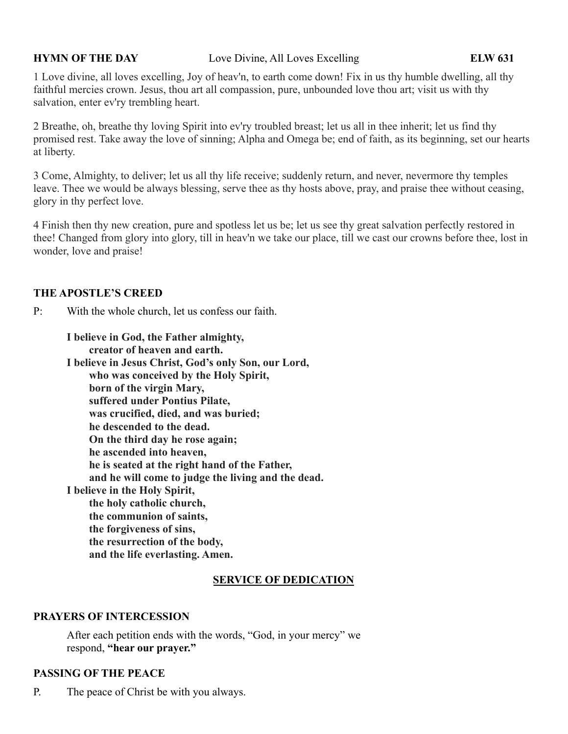**HYMN OF THE DAY** Love Divine, All Loves Excelling **ELW 631**

1 Love divine, all loves excelling, Joy of heav'n, to earth come down! Fix in us thy humble dwelling, all thy faithful mercies crown. Jesus, thou art all compassion, pure, unbounded love thou art; visit us with thy salvation, enter ev'ry trembling heart.

2 Breathe, oh, breathe thy loving Spirit into ev'ry troubled breast; let us all in thee inherit; let us find thy promised rest. Take away the love of sinning; Alpha and Omega be; end of faith, as its beginning, set our hearts at liberty.

3 Come, Almighty, to deliver; let us all thy life receive; suddenly return, and never, nevermore thy temples leave. Thee we would be always blessing, serve thee as thy hosts above, pray, and praise thee without ceasing, glory in thy perfect love.

4 Finish then thy new creation, pure and spotless let us be; let us see thy great salvation perfectly restored in thee! Changed from glory into glory, till in heav'n we take our place, till we cast our crowns before thee, lost in wonder, love and praise!

**THE APOSTLE'S CREED**

P: With the whole church, let us confess our faith.

**I believe in God, the Father almighty,**
**creator of heaven and earth.**
**I believe in Jesus Christ, God's only Son, our Lord,**
**who was conceived by the Holy Spirit,**
**born of the virgin Mary,**
**suffered under Pontius Pilate,**
**was crucified, died, and was buried;**
**he descended to the dead.**
**On the third day he rose again;**
**he ascended into heaven,**
**he is seated at the right hand of the Father,**
**and he will come to judge the living and the dead.**
**I believe in the Holy Spirit,**
**the holy catholic church,**
**the communion of saints,**
**the forgiveness of sins,**
**the resurrection of the body,**
**and the life everlasting. Amen.**

**SERVICE OF DEDICATION**

**PRAYERS OF INTERCESSION**

After each petition ends with the words, "God, in your mercy" we respond, **"hear our prayer."**

**PASSING OF THE PEACE**

P. The peace of Christ be with you always.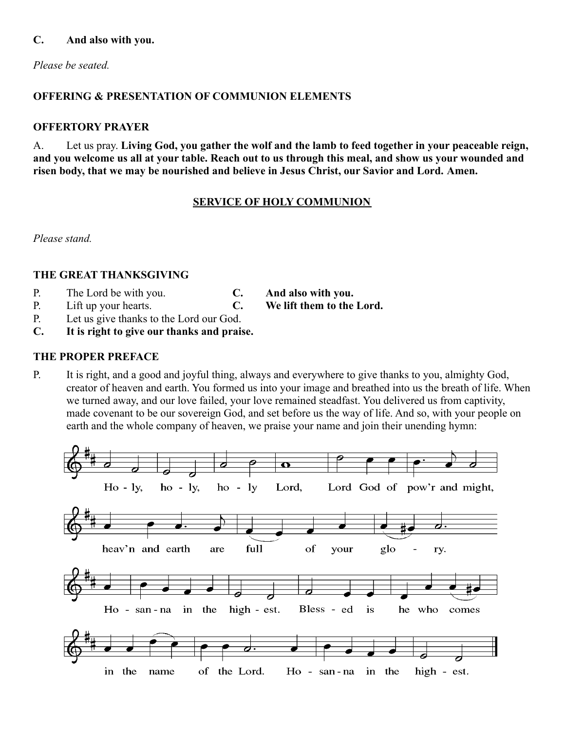**C. And also with you.**

*Please be seated.*

**OFFERING & PRESENTATION OF COMMUNION ELEMENTS**

**OFFERTORY PRAYER**

A. Let us pray. **Living God, you gather the wolf and the lamb to feed together in your peaceable reign, and you welcome us all at your table. Reach out to us through this meal, and show us your wounded and risen body, that we may be nourished and believe in Jesus Christ, our Savior and Lord. Amen.**

## SERVICE OF HOLY COMMUNION

*Please stand.*

**THE GREAT THANKSGIVING**

P. The Lord be with you. **C. And also with you.**
P. Lift up your hearts. **C. We lift them to the Lord.**
P. Let us give thanks to the Lord our God.
**C. It is right to give our thanks and praise.**

**THE PROPER PREFACE**

P. It is right, and a good and joyful thing, always and everywhere to give thanks to you, almighty God, creator of heaven and earth. You formed us into your image and breathed into us the breath of life. When we turned away, and our love failed, your love remained steadfast. You delivered us from captivity, made covenant to be our sovereign God, and set before us the way of life. And so, with your people on earth and the whole company of heaven, we praise your name and join their unending hymn:

Holy, holy, holy Lord, Lord God of pow'r and might, heav'n and earth are full of your glory. Hosanna in the highest. Blessed is he who comes in the name of the Lord. Hosanna in the highest.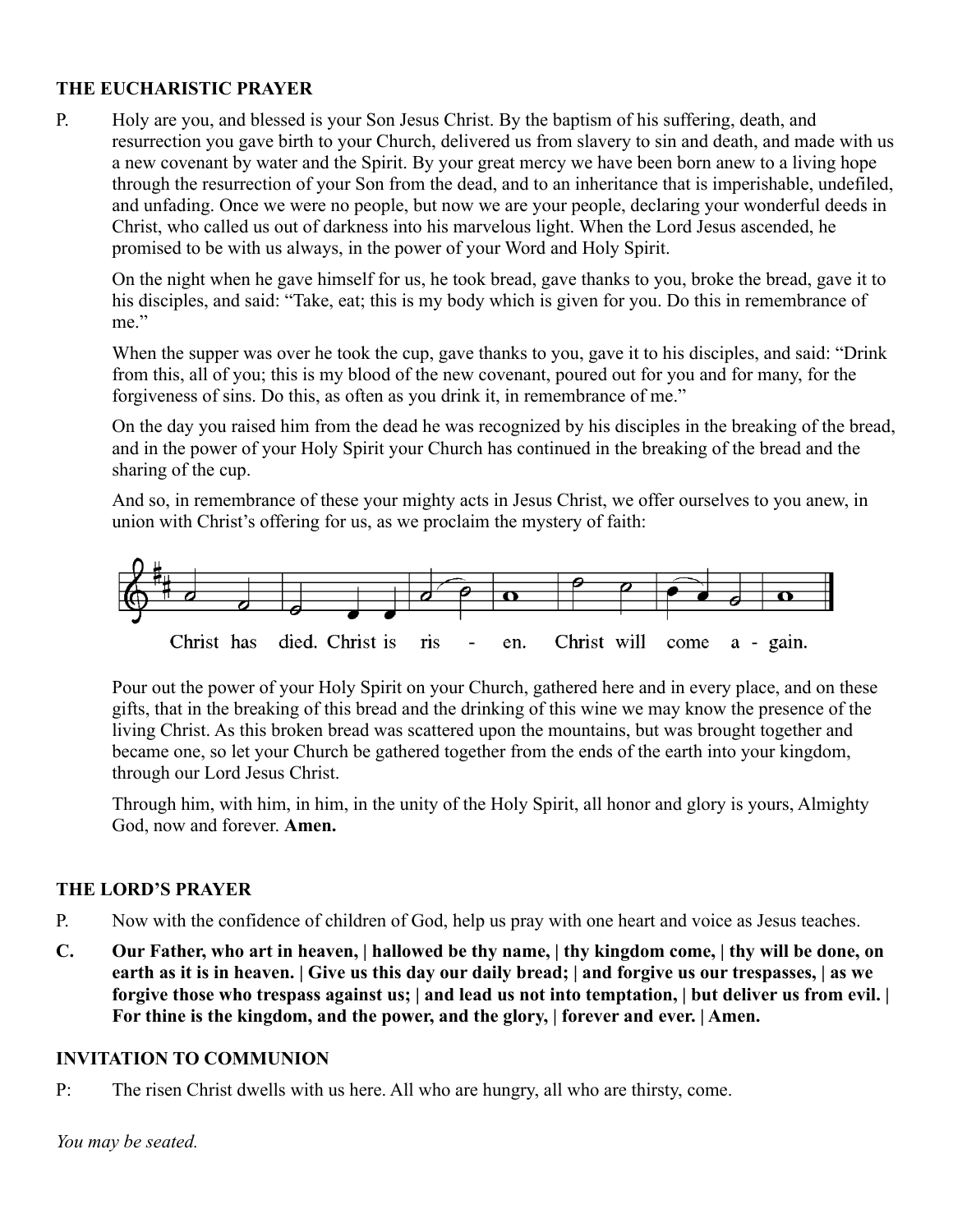### THE EUCHARISTIC PRAYER

P. Holy are you, and blessed is your Son Jesus Christ. By the baptism of his suffering, death, and resurrection you gave birth to your Church, delivered us from slavery to sin and death, and made with us a new covenant by water and the Spirit. By your great mercy we have been born anew to a living hope through the resurrection of your Son from the dead, and to an inheritance that is imperishable, undefiled, and unfading. Once we were no people, but now we are your people, declaring your wonderful deeds in Christ, who called us out of darkness into his marvelous light. When the Lord Jesus ascended, he promised to be with us always, in the power of your Word and Holy Spirit.

On the night when he gave himself for us, he took bread, gave thanks to you, broke the bread, gave it to his disciples, and said: "Take, eat; this is my body which is given for you. Do this in remembrance of me."

When the supper was over he took the cup, gave thanks to you, gave it to his disciples, and said: "Drink from this, all of you; this is my blood of the new covenant, poured out for you and for many, for the forgiveness of sins. Do this, as often as you drink it, in remembrance of me."

On the day you raised him from the dead he was recognized by his disciples in the breaking of the bread, and in the power of your Holy Spirit your Church has continued in the breaking of the bread and the sharing of the cup.

And so, in remembrance of these your mighty acts in Jesus Christ, we offer ourselves to you anew, in union with Christ's offering for us, as we proclaim the mystery of faith:

Christ has died. Christ is ris - en. Christ will come a - gain.

Pour out the power of your Holy Spirit on your Church, gathered here and in every place, and on these gifts, that in the breaking of this bread and the drinking of this wine we may know the presence of the living Christ. As this broken bread was scattered upon the mountains, but was brought together and became one, so let your Church be gathered together from the ends of the earth into your kingdom, through our Lord Jesus Christ.

Through him, with him, in him, in the unity of the Holy Spirit, all honor and glory is yours, Almighty God, now and forever. **Amen.**

### THE LORD'S PRAYER

P. Now with the confidence of children of God, help us pray with one heart and voice as Jesus teaches.

**C. Our Father, who art in heaven, | hallowed be thy name, | thy kingdom come, | thy will be done, on earth as it is in heaven. | Give us this day our daily bread; | and forgive us our trespasses, | as we forgive those who trespass against us; | and lead us not into temptation, | but deliver us from evil. | For thine is the kingdom, and the power, and the glory, | forever and ever. | Amen.**

### INVITATION TO COMMUNION

P: The risen Christ dwells with us here. All who are hungry, all who are thirsty, come.

*You may be seated.*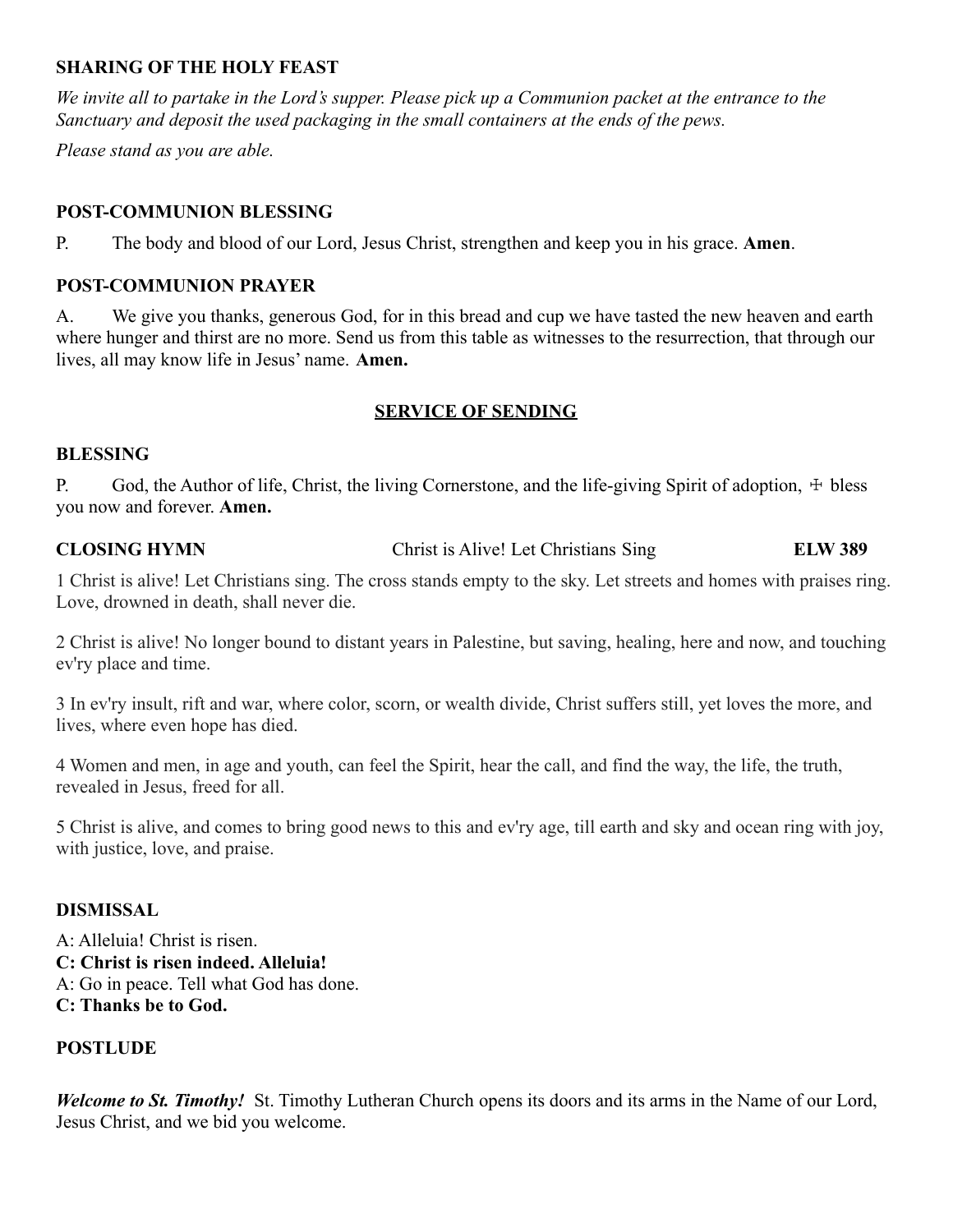**SHARING OF THE HOLY FEAST**

*We invite all to partake in the Lord's supper. Please pick up a Communion packet at the entrance to the Sanctuary and deposit the used packaging in the small containers at the ends of the pews.*

*Please stand as you are able.*

**POST-COMMUNION BLESSING**

P. The body and blood of our Lord, Jesus Christ, strengthen and keep you in his grace. **Amen**.

**POST-COMMUNION PRAYER**

A. We give you thanks, generous God, for in this bread and cup we have tasted the new heaven and earth where hunger and thirst are no more. Send us from this table as witnesses to the resurrection, that through our lives, all may know life in Jesus' name. **Amen.**

## SERVICE OF SENDING

**BLESSING**

P. God, the Author of life, Christ, the living Cornerstone, and the life-giving Spirit of adoption, ☩ bless you now and forever. **Amen.**

**CLOSING HYMN** Christ is Alive! Let Christians Sing **ELW 389**

1 Christ is alive! Let Christians sing. The cross stands empty to the sky. Let streets and homes with praises ring. Love, drowned in death, shall never die.

2 Christ is alive! No longer bound to distant years in Palestine, but saving, healing, here and now, and touching ev'ry place and time.

3 In ev'ry insult, rift and war, where color, scorn, or wealth divide, Christ suffers still, yet loves the more, and lives, where even hope has died.

4 Women and men, in age and youth, can feel the Spirit, hear the call, and find the way, the life, the truth, revealed in Jesus, freed for all.

5 Christ is alive, and comes to bring good news to this and ev'ry age, till earth and sky and ocean ring with joy, with justice, love, and praise.

**DISMISSAL**

A: Alleluia! Christ is risen.
**C: Christ is risen indeed. Alleluia!**
A: Go in peace. Tell what God has done.
**C: Thanks be to God.**

**POSTLUDE**

***Welcome to St. Timothy!*** St. Timothy Lutheran Church opens its doors and its arms in the Name of our Lord, Jesus Christ, and we bid you welcome.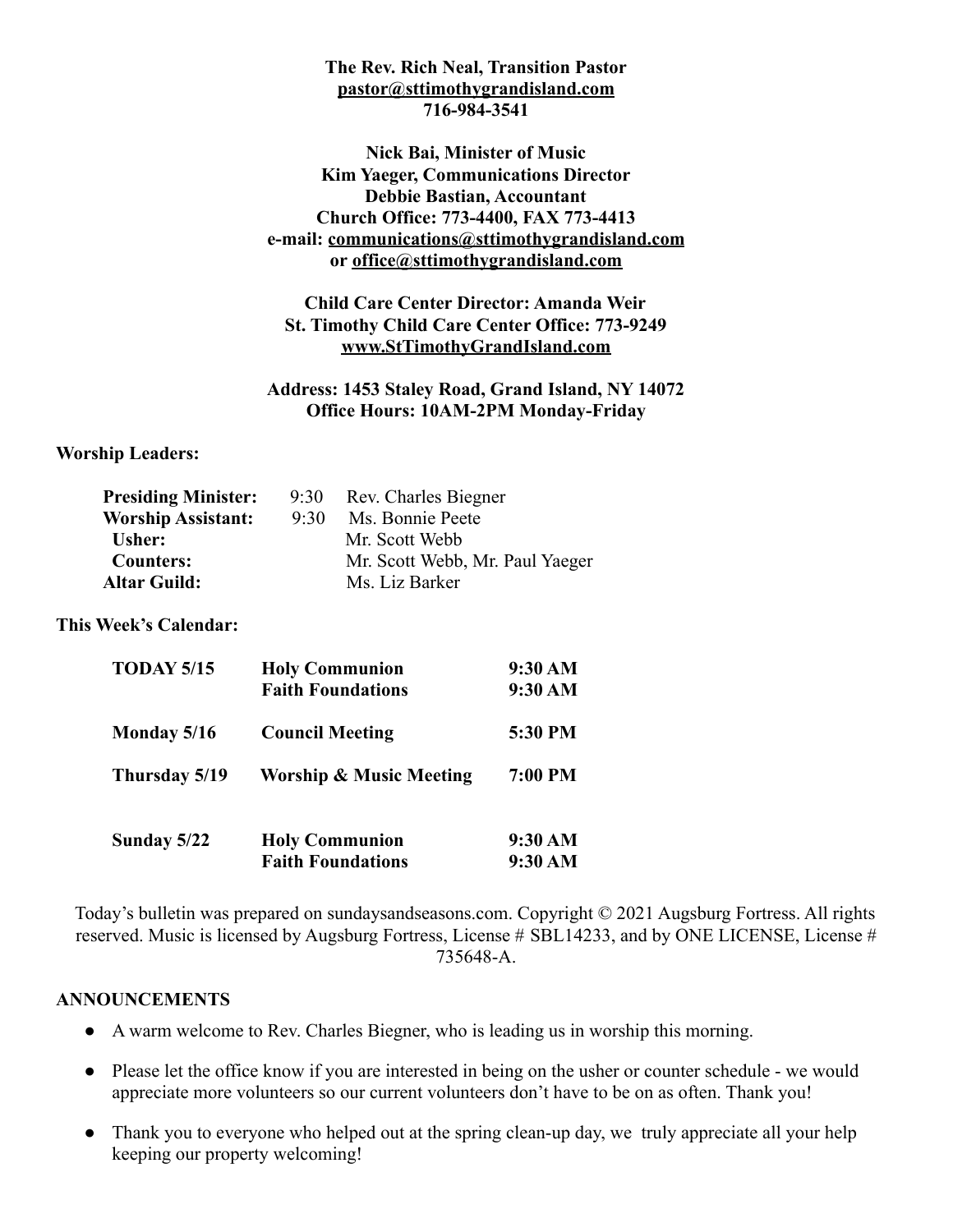**The Rev. Rich Neal, Transition Pastor**
**pastor@sttimothygrandisland.com**
**716-984-3541**

**Nick Bai, Minister of Music**
**Kim Yeager, Communications Director**
**Debbie Bastian, Accountant**
**Church Office: 773-4400, FAX 773-4413**
**e-mail: communications@sttimothygrandisland.com**
**or office@sttimothygrandisland.com**

**Child Care Center Director: Amanda Weir**
**St. Timothy Child Care Center Office: 773-9249**
**www.StTimothyGrandIsland.com**

**Address: 1453 Staley Road, Grand Island, NY 14072**
**Office Hours: 10AM-2PM Monday-Friday**

**Worship Leaders:**

| | | |
|---|---|---|
| **Presiding Minister:** | 9:30 | Rev. Charles Biegner |
| **Worship Assistant:** | 9:30 | Ms. Bonnie Peete |
| **Usher:** | | Mr. Scott Webb |
| **Counters:** | | Mr. Scott Webb, Mr. Paul Yaeger |
| **Altar Guild:** | | Ms. Liz Barker |

**This Week's Calendar:**

| | | |
|---|---|---|
| **TODAY 5/15** | **Holy Communion** | **9:30 AM** |
| | **Faith Foundations** | **9:30 AM** |
| **Monday 5/16** | **Council Meeting** | **5:30 PM** |
| **Thursday 5/19** | **Worship & Music Meeting** | **7:00 PM** |
| **Sunday 5/22** | **Holy Communion** | **9:30 AM** |
| | **Faith Foundations** | **9:30 AM** |

Today's bulletin was prepared on sundaysandseasons.com. Copyright © 2021 Augsburg Fortress. All rights reserved. Music is licensed by Augsburg Fortress, License # SBL14233, and by ONE LICENSE, License # 735648-A.

**ANNOUNCEMENTS**

- A warm welcome to Rev. Charles Biegner, who is leading us in worship this morning.
- Please let the office know if you are interested in being on the usher or counter schedule - we would appreciate more volunteers so our current volunteers don't have to be on as often. Thank you!
- Thank you to everyone who helped out at the spring clean-up day, we truly appreciate all your help keeping our property welcoming!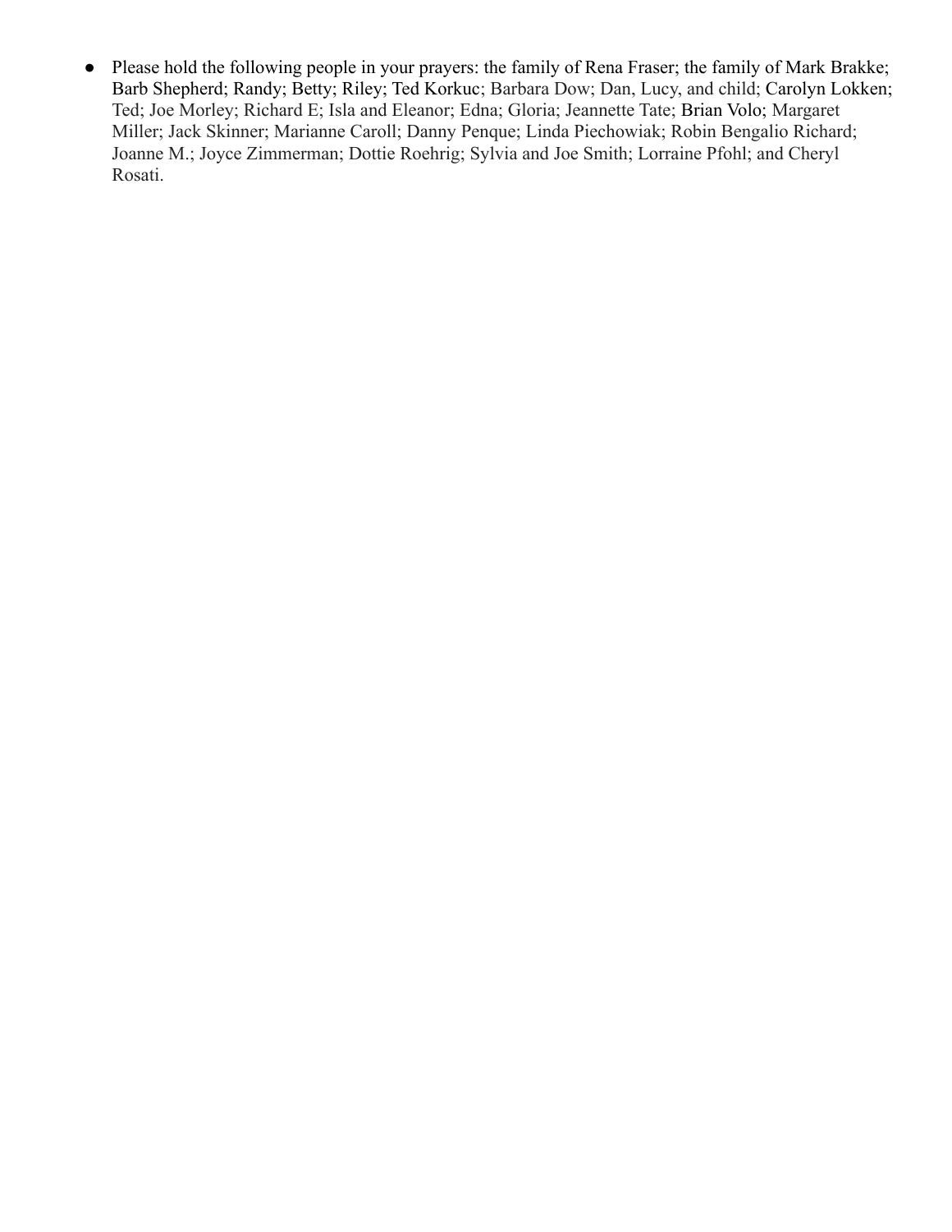- Please hold the following people in your prayers: the family of Rena Fraser; the family of Mark Brakke; Barb Shepherd; Randy; Betty; Riley; Ted Korkuc; Barbara Dow; Dan, Lucy, and child; Carolyn Lokken; Ted; Joe Morley; Richard E; Isla and Eleanor; Edna; Gloria; Jeannette Tate; Brian Volo; Margaret Miller; Jack Skinner; Marianne Caroll; Danny Penque; Linda Piechowiak; Robin Bengalio Richard; Joanne M.; Joyce Zimmerman; Dottie Roehrig; Sylvia and Joe Smith; Lorraine Pfohl; and Cheryl Rosati.